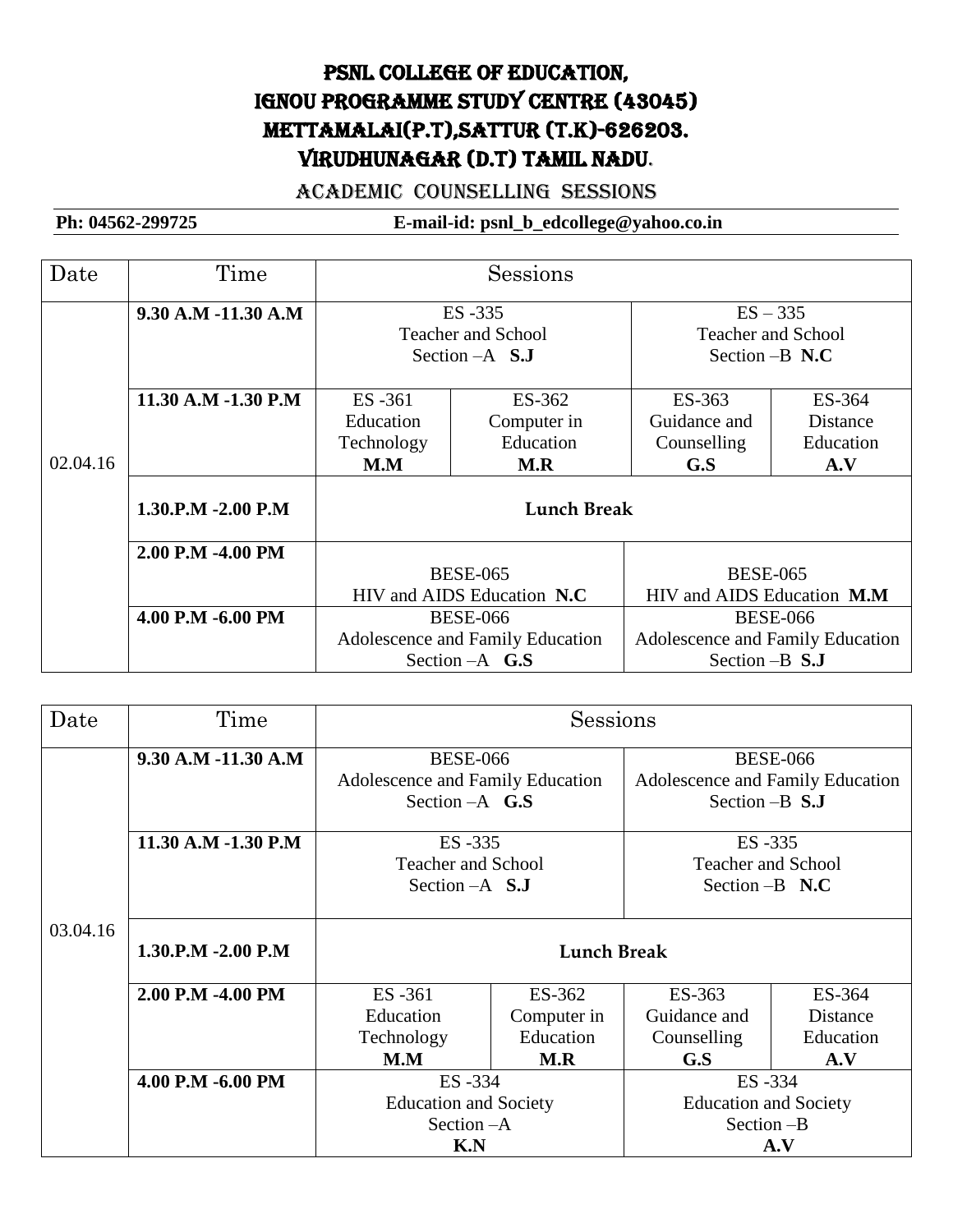# PSNL COLLEGE OF EDUCATION,
# IGNOU PROGRAMME STUDY CENTRE (43045)
# METTAMALAI(P.T),SATTUR (T.K)-626203.
# VIRUDHUNAGAR (D.T) TAMIL NADU.

## ACADEMIC COUNSELLING SESSIONS

**Ph: 04562-299725** **E-mail-id: psnl_b_edcollege@yahoo.co.in**

| Date | Time | Sessions | | | |
|---|---|---|---|---|---|
| 02.04.16 | **9.30 A.M -11.30 A.M** | ES -335 Teacher and School Section –A **S.J** | | ES – 335 Teacher and School Section –B **N.C** | |
| | **11.30 A.M -1.30 P.M** | ES -361 Education Technology **M.M** | ES-362 Computer in Education **M.R** | ES-363 Guidance and Counselling **G.S** | ES-364 Distance Education **A.V** |
| | **1.30.P.M -2.00 P.M** | **Lunch Break** | | | |
| | **2.00 P.M -4.00 PM** | BESE-065 HIV and AIDS Education **N.C** | | BESE-065 HIV and AIDS Education **M.M** | |
| | **4.00 P.M -6.00 PM** | BESE-066 Adolescence and Family Education Section –A **G.S** | | BESE-066 Adolescence and Family Education Section –B **S.J** | |

| Date | Time | Sessions | | | |
|---|---|---|---|---|---|
| 03.04.16 | **9.30 A.M -11.30 A.M** | BESE-066 Adolescence and Family Education Section –A **G.S** | | BESE-066 Adolescence and Family Education Section –B **S.J** | |
| | **11.30 A.M -1.30 P.M** | ES -335 Teacher and School Section –A **S.J** | | ES -335 Teacher and School Section –B **N.C** | |
| | **1.30.P.M -2.00 P.M** | **Lunch Break** | | | |
| | **2.00 P.M -4.00 PM** | ES -361 Education Technology **M.M** | ES-362 Computer in Education **M.R** | ES-363 Guidance and Counselling **G.S** | ES-364 Distance Education **A.V** |
| | **4.00 P.M -6.00 PM** | ES -334 Education and Society Section –A **K.N** | | ES -334 Education and Society Section –B **A.V** | |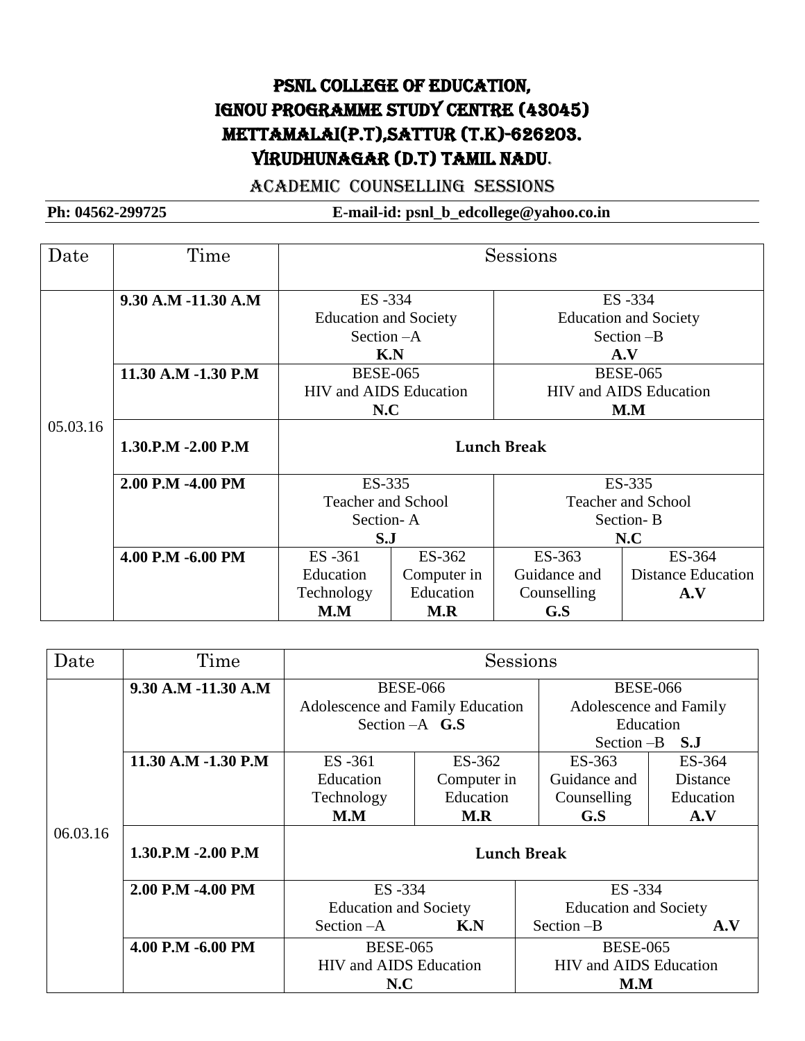# PSNL COLLEGE OF EDUCATION,
# IGNOU PROGRAMME STUDY CENTRE (43045)
# METTAMALAI(P.T),SATTUR (T.K)-626203.
# VIRUDHUNAGAR (D.T) TAMIL NADU.

## ACADEMIC COUNSELLING SESSIONS

**Ph: 04562-299725** **E-mail-id: psnl_b_edcollege@yahoo.co.in**

| Date | Time | Sessions | | | |
|---|---|---|---|---|---|
| 05.03.16 | **9.30 A.M -11.30 A.M** | ES -334 Education and Society Section –A **K.N** | | ES -334 Education and Society Section –B **A.V** | |
| | **11.30 A.M -1.30 P.M** | BESE-065 HIV and AIDS Education **N.C** | | BESE-065 HIV and AIDS Education **M.M** | |
| | **1.30.P.M -2.00 P.M** | **Lunch Break** | | | |
| | **2.00 P.M -4.00 PM** | ES-335 Teacher and School Section- A **S.J** | | ES-335 Teacher and School Section- B **N.C** | |
| | **4.00 P.M -6.00 PM** | ES -361 Education Technology **M.M** | ES-362 Computer in Education **M.R** | ES-363 Guidance and Counselling **G.S** | ES-364 Distance Education **A.V** |

| Date | Time | Sessions | | | |
|---|---|---|---|---|---|
| 06.03.16 | **9.30 A.M -11.30 A.M** | BESE-066 Adolescence and Family Education Section –A **G.S** | | BESE-066 Adolescence and Family Education Section –B **S.J** | |
| | **11.30 A.M -1.30 P.M** | ES -361 Education Technology **M.M** | ES-362 Computer in Education **M.R** | ES-363 Guidance and Counselling **G.S** | ES-364 Distance Education **A.V** |
| | **1.30.P.M -2.00 P.M** | **Lunch Break** | | | |
| | **2.00 P.M -4.00 PM** | ES -334 Education and Society Section –A **K.N** | | ES -334 Education and Society Section –B **A.V** | |
| | **4.00 P.M -6.00 PM** | BESE-065 HIV and AIDS Education **N.C** | | BESE-065 HIV and AIDS Education **M.M** | |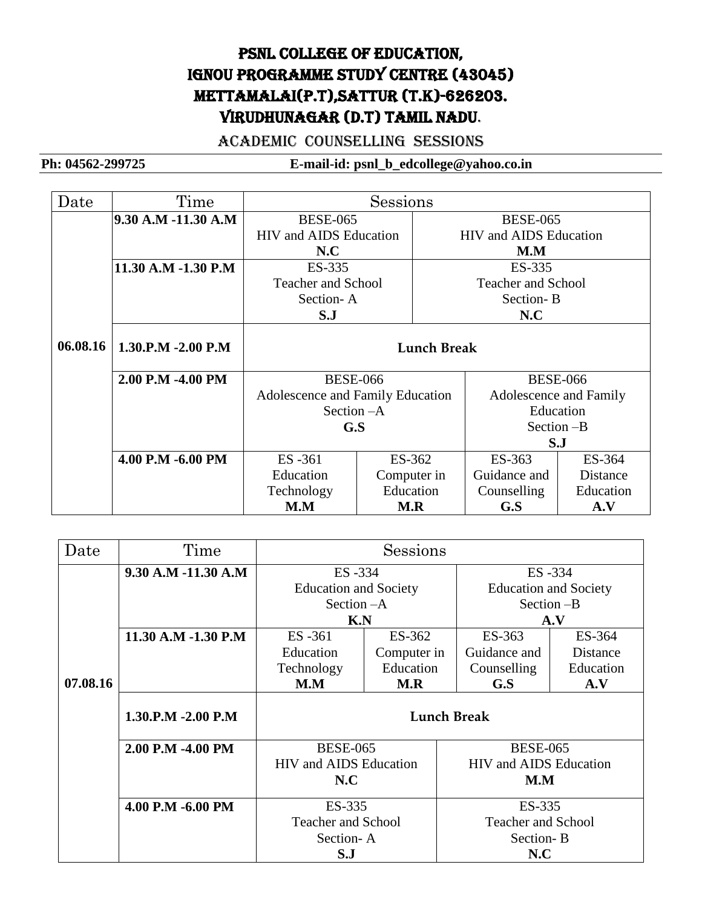# PSNL COLLEGE OF EDUCATION,
# IGNOU PROGRAMME STUDY CENTRE (43045)
# METTAMALAI(P.T),SATTUR (T.K)-626203.
# VIRUDHUNAGAR (D.T) TAMIL NADU.

## ACADEMIC COUNSELLING SESSIONS

**Ph: 04562-299725** **E-mail-id: psnl_b_edcollege@yahoo.co.in**

| Date | Time | Sessions | | | |
|---|---|---|---|---|---|
| **06.08.16** | **9.30 A.M -11.30 A.M** | BESE-065 HIV and AIDS Education **N.C** | | BESE-065 HIV and AIDS Education **M.M** | |
| | **11.30 A.M -1.30 P.M** | ES-335 Teacher and School Section- A **S.J** | | ES-335 Teacher and School Section- B **N.C** | |
| | **1.30.P.M -2.00 P.M** | **Lunch Break** | | | |
| | **2.00 P.M -4.00 PM** | BESE-066 Adolescence and Family Education Section –A **G.S** | | BESE-066 Adolescence and Family Education Section –B **S.J** | |
| | **4.00 P.M -6.00 PM** | ES -361 Education Technology **M.M** | ES-362 Computer in Education **M.R** | ES-363 Guidance and Counselling **G.S** | ES-364 Distance Education **A.V** |

| Date | Time | Sessions | | | |
|---|---|---|---|---|---|
| **07.08.16** | **9.30 A.M -11.30 A.M** | ES -334 Education and Society Section –A **K.N** | | ES -334 Education and Society Section –B **A.V** | |
| | **11.30 A.M -1.30 P.M** | ES -361 Education Technology **M.M** | ES-362 Computer in Education **M.R** | ES-363 Guidance and Counselling **G.S** | ES-364 Distance Education **A.V** |
| | **1.30.P.M -2.00 P.M** | **Lunch Break** | | | |
| | **2.00 P.M -4.00 PM** | BESE-065 HIV and AIDS Education **N.C** | | BESE-065 HIV and AIDS Education **M.M** | |
| | **4.00 P.M -6.00 PM** | ES-335 Teacher and School Section- A **S.J** | | ES-335 Teacher and School Section- B **N.C** | |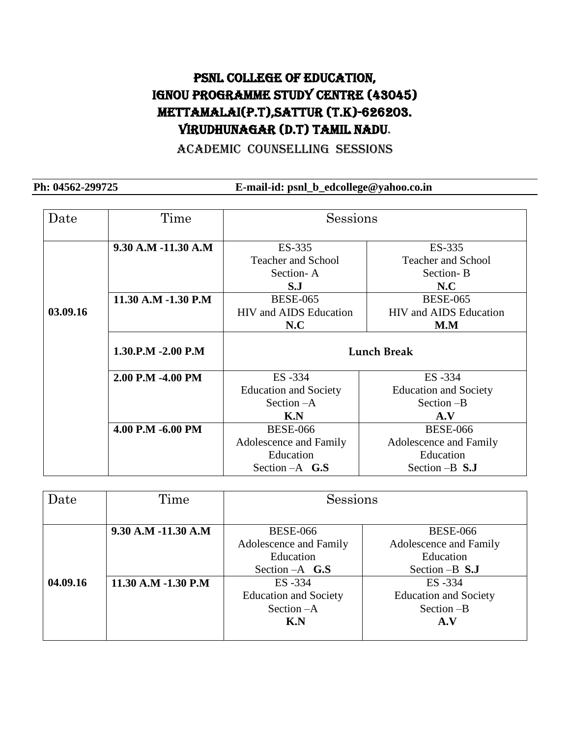# PSNL COLLEGE OF EDUCATION,
# IGNOU PROGRAMME STUDY CENTRE (43045)
# METTAMALAI(P.T),SATTUR (T.K)-626203.
# VIRUDHUNAGAR (D.T) TAMIL NADU.

## ACADEMIC COUNSELLING SESSIONS

**Ph: 04562-299725** **E-mail-id: psnl_b_edcollege@yahoo.co.in**

| Date | Time | Sessions | |
|---|---|---|---|
| **03.09.16** | **9.30 A.M -11.30 A.M** | ES-335 Teacher and School Section- A **S.J** | ES-335 Teacher and School Section- B **N.C** |
| | **11.30 A.M -1.30 P.M** | BESE-065 HIV and AIDS Education **N.C** | BESE-065 HIV and AIDS Education **M.M** |
| | **1.30.P.M -2.00 P.M** | **Lunch Break** | |
| | **2.00 P.M -4.00 PM** | ES -334 Education and Society Section –A **K.N** | ES -334 Education and Society Section –B **A.V** |
| | **4.00 P.M -6.00 PM** | BESE-066 Adolescence and Family Education Section –A **G.S** | BESE-066 Adolescence and Family Education Section –B **S.J** |

| Date | Time | Sessions | |
|---|---|---|---|
| **04.09.16** | **9.30 A.M -11.30 A.M** | BESE-066 Adolescence and Family Education Section –A **G.S** | BESE-066 Adolescence and Family Education Section –B **S.J** |
| | **11.30 A.M -1.30 P.M** | ES -334 Education and Society Section –A **K.N** | ES -334 Education and Society Section –B **A.V** |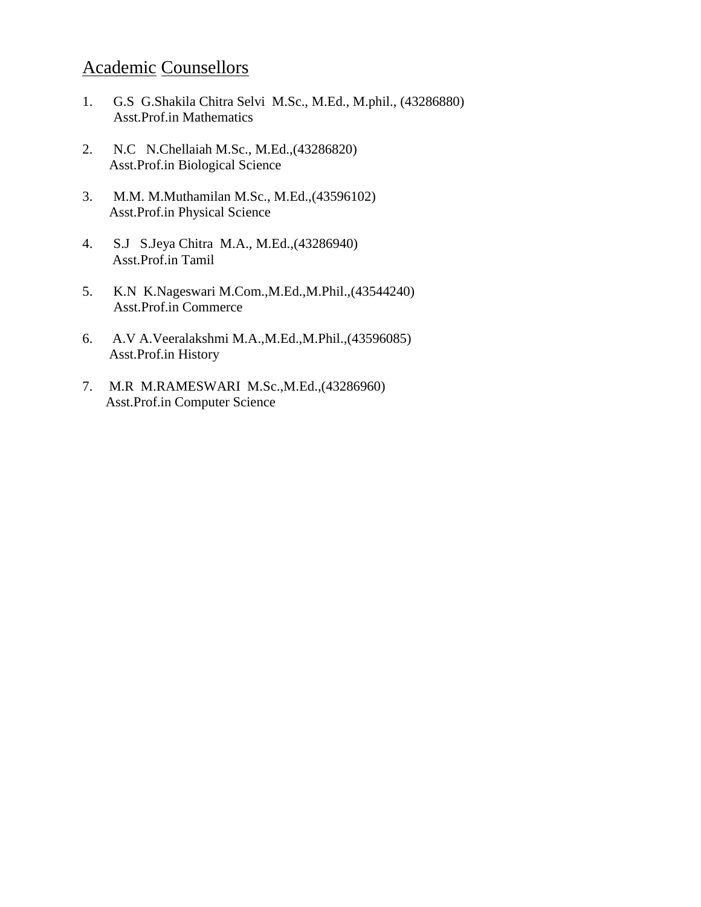## Academic Counsellors

1. G.S G.Shakila Chitra Selvi M.Sc., M.Ed., M.phil., (43286880)
   Asst.Prof.in Mathematics

2. N.C N.Chellaiah M.Sc., M.Ed.,(43286820)
   Asst.Prof.in Biological Science

3. M.M. M.Muthamilan M.Sc., M.Ed.,(43596102)
   Asst.Prof.in Physical Science

4. S.J S.Jeya Chitra M.A., M.Ed.,(43286940)
   Asst.Prof.in Tamil

5. K.N K.Nageswari M.Com.,M.Ed.,M.Phil.,(43544240)
   Asst.Prof.in Commerce

6. A.V A.Veeralakshmi M.A.,M.Ed.,M.Phil.,(43596085)
   Asst.Prof.in History

7. M.R M.RAMESWARI M.Sc.,M.Ed.,(43286960)
   Asst.Prof.in Computer Science